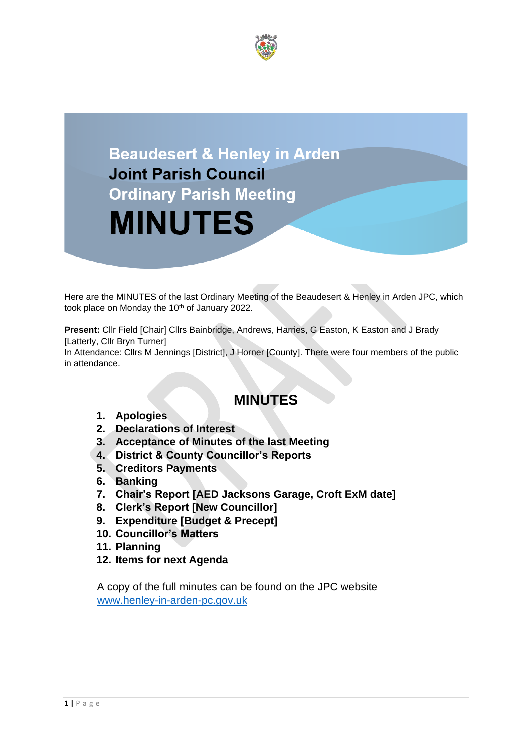# Beaudesert & Henley in Arden Joint Parish Council Ordinary Parish Meeting

# MINUTES

Here are the MINUTES of the last Ordinary Meeting of the Beaudesert & Henley in Arden JPC, which took place on Monday the 10th of January 2022.

**Present:** Cllr Field [Chair] Cllrs Bainbridge, Andrews, Harries, G Easton, K Easton and J Brady [Latterly, Cllr Bryn Turner]
In Attendance: Cllrs M Jennings [District], J Horner [County]. There were four members of the public in attendance.

## MINUTES

1. **Apologies**
2. **Declarations of Interest**
3. **Acceptance of Minutes of the last Meeting**
4. **District & County Councillor's Reports**
5. **Creditors Payments**
6. **Banking**
7. **Chair's Report [AED Jacksons Garage, Croft ExM date]**
8. **Clerk's Report [New Councillor]**
9. **Expenditure [Budget & Precept]**
10. **Councillor's Matters**
11. **Planning**
12. **Items for next Agenda**

A copy of the full minutes can be found on the JPC website www.henley-in-arden-pc.gov.uk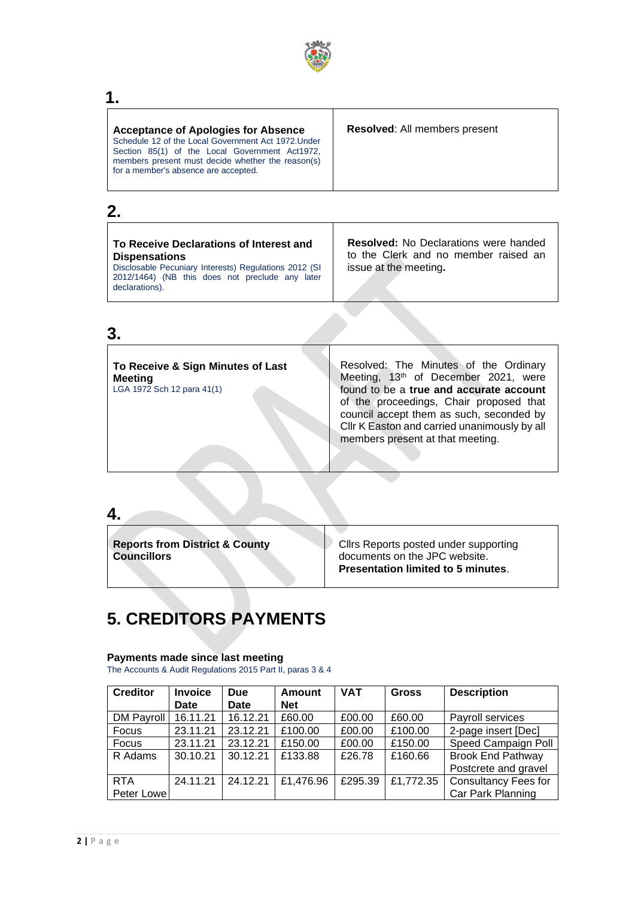## 1.

| **Acceptance of Apologies for Absence**<br>Schedule 12 of the Local Government Act 1972.Under Section 85(1) of the Local Government Act1972, members present must decide whether the reason(s) for a member's absence are accepted. | **Resolved**: All members present |
|---|---|

## 2.

| **To Receive Declarations of Interest and Dispensations**<br>Disclosable Pecuniary Interests) Regulations 2012 (SI 2012/1464) (NB this does not preclude any later declarations). | **Resolved:** No Declarations were handed to the Clerk and no member raised an issue at the meeting**.** |
|---|---|

## 3.

| **To Receive & Sign Minutes of Last Meeting**<br>LGA 1972 Sch 12 para 41(1) | Resolved: The Minutes of the Ordinary Meeting, 13th of December 2021, were found to be a **true and accurate account** of the proceedings, Chair proposed that council accept them as such, seconded by Cllr K Easton and carried unanimously by all members present at that meeting. |
|---|---|

## 4.

| **Reports from District & County Councillors** | Cllrs Reports posted under supporting documents on the JPC website.<br>**Presentation limited to 5 minutes**. |
|---|---|

# 5. CREDITORS PAYMENTS

### Payments made since last meeting

The Accounts & Audit Regulations 2015 Part II, paras 3 & 4

| Creditor | Invoice Date | Due Date | Amount Net | VAT | Gross | Description |
|---|---|---|---|---|---|---|
| DM Payroll | 16.11.21 | 16.12.21 | £60.00 | £00.00 | £60.00 | Payroll services |
| Focus | 23.11.21 | 23.12.21 | £100.00 | £00.00 | £100.00 | 2-page insert [Dec] |
| Focus | 23.11.21 | 23.12.21 | £150.00 | £00.00 | £150.00 | Speed Campaign Poll |
| R Adams | 30.10.21 | 30.12.21 | £133.88 | £26.78 | £160.66 | Brook End Pathway Postcrete and gravel |
| RTA Peter Lowe | 24.11.21 | 24.12.21 | £1,476.96 | £295.39 | £1,772.35 | Consultancy Fees for Car Park Planning |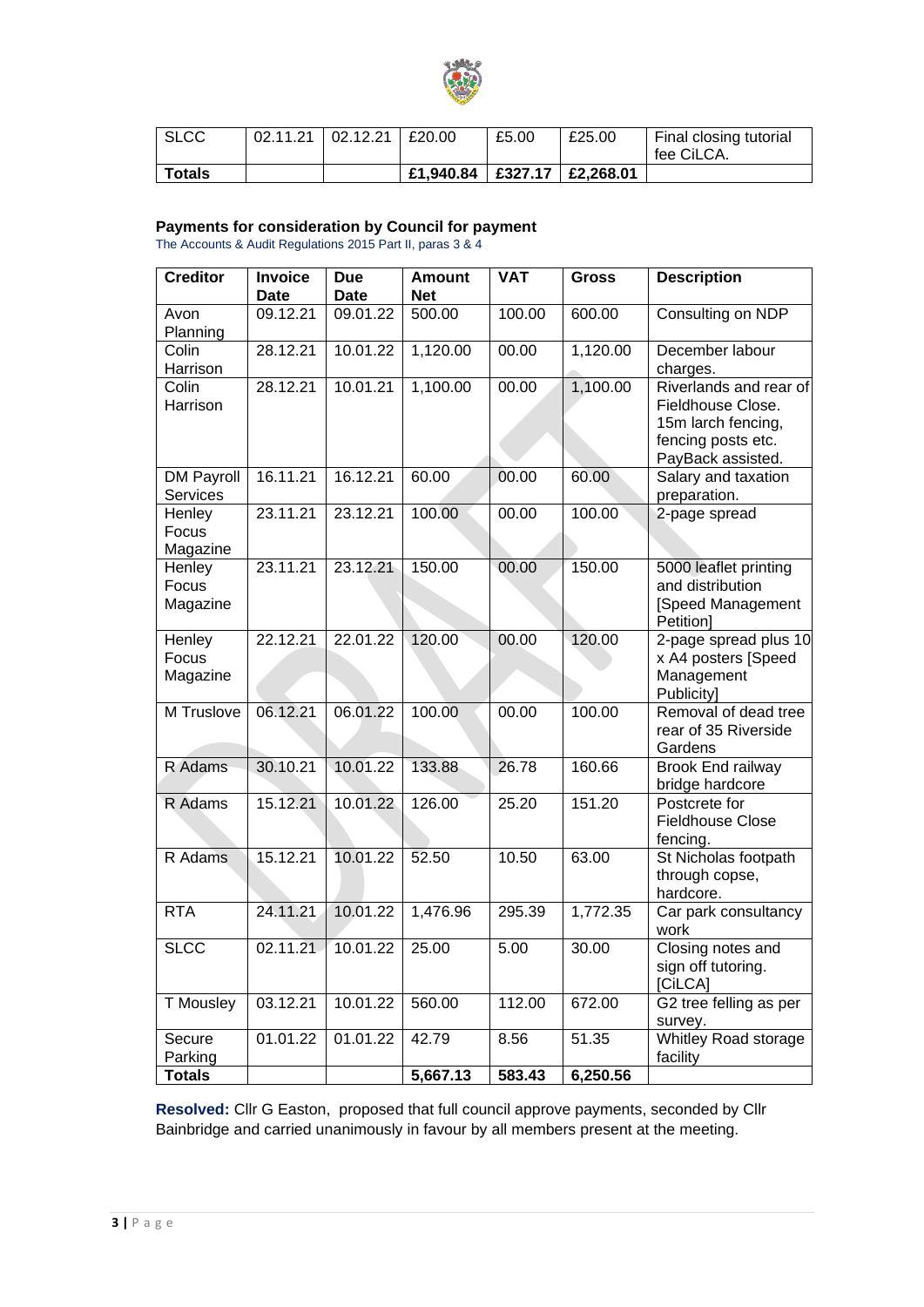| SLCC | 02.11.21 | 02.12.21 | £20.00 | £5.00 | £25.00 | Final closing tutorial fee CiLCA. |
|---|---|---|---|---|---|---|
| **Totals** | | | **£1,940.84** | **£327.17** | **£2,268.01** | |

**Payments for consideration by Council for payment**

The Accounts & Audit Regulations 2015 Part II, paras 3 & 4

| Creditor | Invoice Date | Due Date | Amount Net | VAT | Gross | Description |
|---|---|---|---|---|---|---|
| Avon Planning | 09.12.21 | 09.01.22 | 500.00 | 100.00 | 600.00 | Consulting on NDP |
| Colin Harrison | 28.12.21 | 10.01.22 | 1,120.00 | 00.00 | 1,120.00 | December labour charges. |
| Colin Harrison | 28.12.21 | 10.01.21 | 1,100.00 | 00.00 | 1,100.00 | Riverlands and rear of Fieldhouse Close. 15m larch fencing, fencing posts etc. PayBack assisted. |
| DM Payroll Services | 16.11.21 | 16.12.21 | 60.00 | 00.00 | 60.00 | Salary and taxation preparation. |
| Henley Focus Magazine | 23.11.21 | 23.12.21 | 100.00 | 00.00 | 100.00 | 2-page spread |
| Henley Focus Magazine | 23.11.21 | 23.12.21 | 150.00 | 00.00 | 150.00 | 5000 leaflet printing and distribution [Speed Management Petition] |
| Henley Focus Magazine | 22.12.21 | 22.01.22 | 120.00 | 00.00 | 120.00 | 2-page spread plus 10 x A4 posters [Speed Management Publicity] |
| M Truslove | 06.12.21 | 06.01.22 | 100.00 | 00.00 | 100.00 | Removal of dead tree rear of 35 Riverside Gardens |
| R Adams | 30.10.21 | 10.01.22 | 133.88 | 26.78 | 160.66 | Brook End railway bridge hardcore |
| R Adams | 15.12.21 | 10.01.22 | 126.00 | 25.20 | 151.20 | Postcrete for Fieldhouse Close fencing. |
| R Adams | 15.12.21 | 10.01.22 | 52.50 | 10.50 | 63.00 | St Nicholas footpath through copse, hardcore. |
| RTA | 24.11.21 | 10.01.22 | 1,476.96 | 295.39 | 1,772.35 | Car park consultancy work |
| SLCC | 02.11.21 | 10.01.22 | 25.00 | 5.00 | 30.00 | Closing notes and sign off tutoring. [CiLCA] |
| T Mousley | 03.12.21 | 10.01.22 | 560.00 | 112.00 | 672.00 | G2 tree felling as per survey. |
| Secure Parking | 01.01.22 | 01.01.22 | 42.79 | 8.56 | 51.35 | Whitley Road storage facility |
| **Totals** | | | **5,667.13** | **583.43** | **6,250.56** | |

**Resolved:** Cllr G Easton, proposed that full council approve payments, seconded by Cllr Bainbridge and carried unanimously in favour by all members present at the meeting.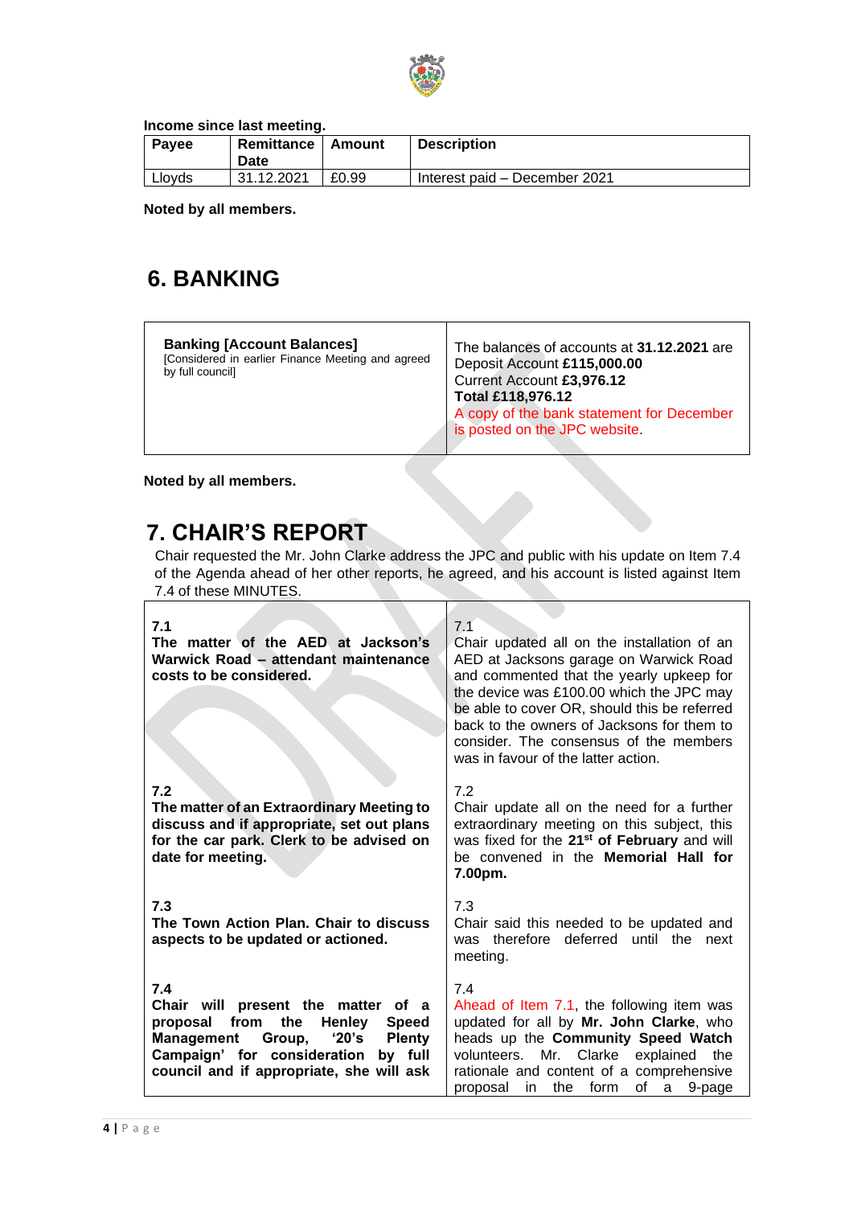**Income since last meeting.**

| Payee | Remittance Date | Amount | Description |
|---|---|---|---|
| Lloyds | 31.12.2021 | £0.99 | Interest paid – December 2021 |

**Noted by all members.**

## 6. BANKING

| **Banking [Account Balances]** [Considered in earlier Finance Meeting and agreed by full council] | The balances of accounts at **31.12.2021** are Deposit Account **£115,000.00** Current Account **£3,976.12** **Total £118,976.12** A copy of the bank statement for December is posted on the JPC website. |
|---|---|

**Noted by all members.**

## 7. CHAIR'S REPORT

Chair requested the Mr. John Clarke address the JPC and public with his update on Item 7.4 of the Agenda ahead of her other reports, he agreed, and his account is listed against Item 7.4 of these MINUTES.

| | |
|---|---|
| 7.1 **The matter of the AED at Jackson's Warwick Road – attendant maintenance costs to be considered.** | 7.1 Chair updated all on the installation of an AED at Jacksons garage on Warwick Road and commented that the yearly upkeep for the device was £100.00 which the JPC may be able to cover OR, should this be referred back to the owners of Jacksons for them to consider. The consensus of the members was in favour of the latter action. |
| 7.2 **The matter of an Extraordinary Meeting to discuss and if appropriate, set out plans for the car park. Clerk to be advised on date for meeting.** | 7.2 Chair update all on the need for a further extraordinary meeting on this subject, this was fixed for the **21st of February** and will be convened in the **Memorial Hall for 7.00pm.** |
| 7.3 **The Town Action Plan. Chair to discuss aspects to be updated or actioned.** | 7.3 Chair said this needed to be updated and was therefore deferred until the next meeting. |
| 7.4 **Chair will present the matter of a proposal from the Henley Speed Management Group, '20's Plenty Campaign' for consideration by full council and if appropriate, she will ask** | 7.4 Ahead of Item 7.1, the following item was updated for all by **Mr. John Clarke**, who heads up the **Community Speed Watch** volunteers. Mr. Clarke explained the rationale and content of a comprehensive proposal in the form of a 9-page |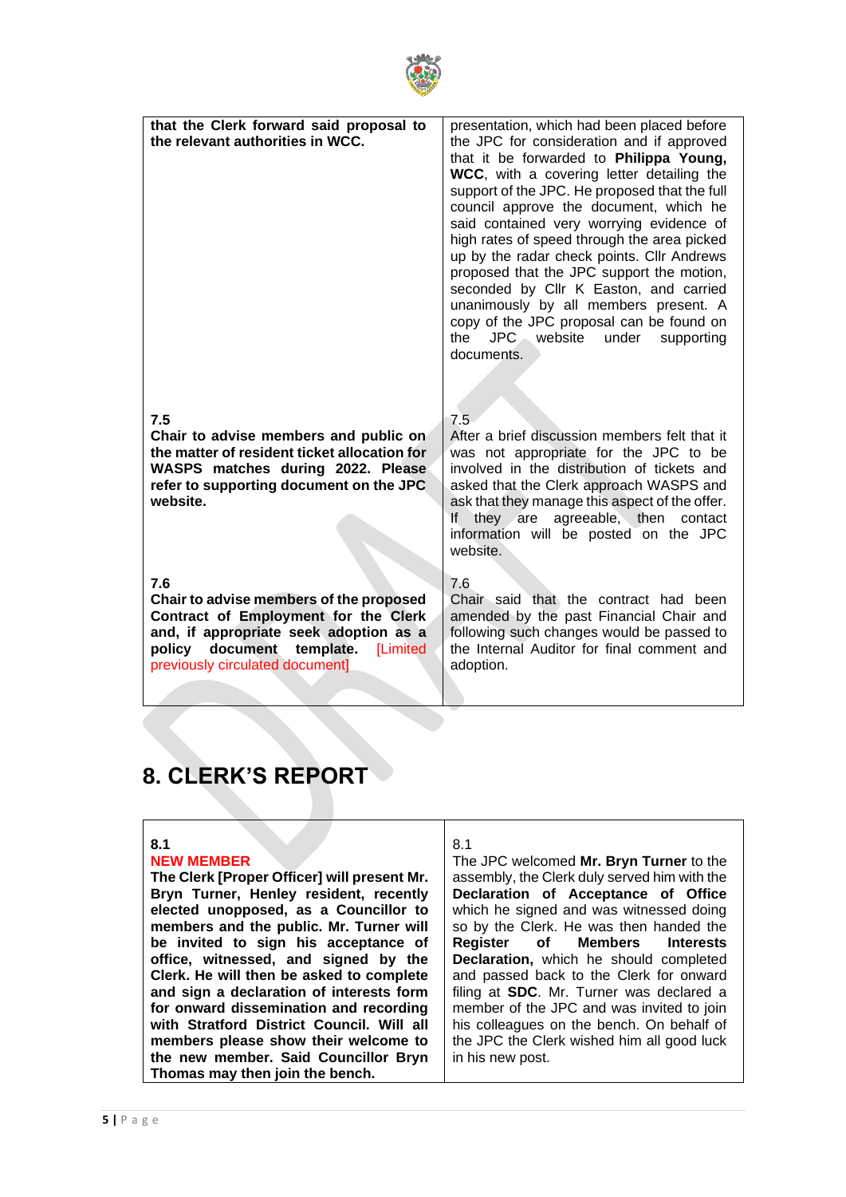| | |
|---|---|
| **that the Clerk forward said proposal to the relevant authorities in WCC.** | presentation, which had been placed before the JPC for consideration and if approved that it be forwarded to **Philippa Young, WCC**, with a covering letter detailing the support of the JPC. He proposed that the full council approve the document, which he said contained very worrying evidence of high rates of speed through the area picked up by the radar check points. Cllr Andrews proposed that the JPC support the motion, seconded by Cllr K Easton, and carried unanimously by all members present. A copy of the JPC proposal can be found on the JPC website under supporting documents. |
| **7.5**<br>**Chair to advise members and public on the matter of resident ticket allocation for WASPS matches during 2022. Please refer to supporting document on the JPC website.** | 7.5<br>After a brief discussion members felt that it was not appropriate for the JPC to be involved in the distribution of tickets and asked that the Clerk approach WASPS and ask that they manage this aspect of the offer. If they are agreeable, then contact information will be posted on the JPC website. |
| **7.6**<br>**Chair to advise members of the proposed Contract of Employment for the Clerk and, if appropriate seek adoption as a policy document template.** [Limited previously circulated document] | 7.6<br>Chair said that the contract had been amended by the past Financial Chair and following such changes would be passed to the Internal Auditor for final comment and adoption. |

# 8. CLERK'S REPORT

| | |
|---|---|
| **8.1**<br>**NEW MEMBER**<br>**The Clerk [Proper Officer] will present Mr. Bryn Turner, Henley resident, recently elected unopposed, as a Councillor to members and the public. Mr. Turner will be invited to sign his acceptance of office, witnessed, and signed by the Clerk. He will then be asked to complete and sign a declaration of interests form for onward dissemination and recording with Stratford District Council. Will all members please show their welcome to the new member. Said Councillor Bryn Thomas may then join the bench.** | 8.1<br>The JPC welcomed **Mr. Bryn Turner** to the assembly, the Clerk duly served him with the **Declaration of Acceptance of Office** which he signed and was witnessed doing so by the Clerk. He was then handed the **Register of Members Interests Declaration,** which he should completed and passed back to the Clerk for onward filing at **SDC**. Mr. Turner was declared a member of the JPC and was invited to join his colleagues on the bench. On behalf of the JPC the Clerk wished him all good luck in his new post. |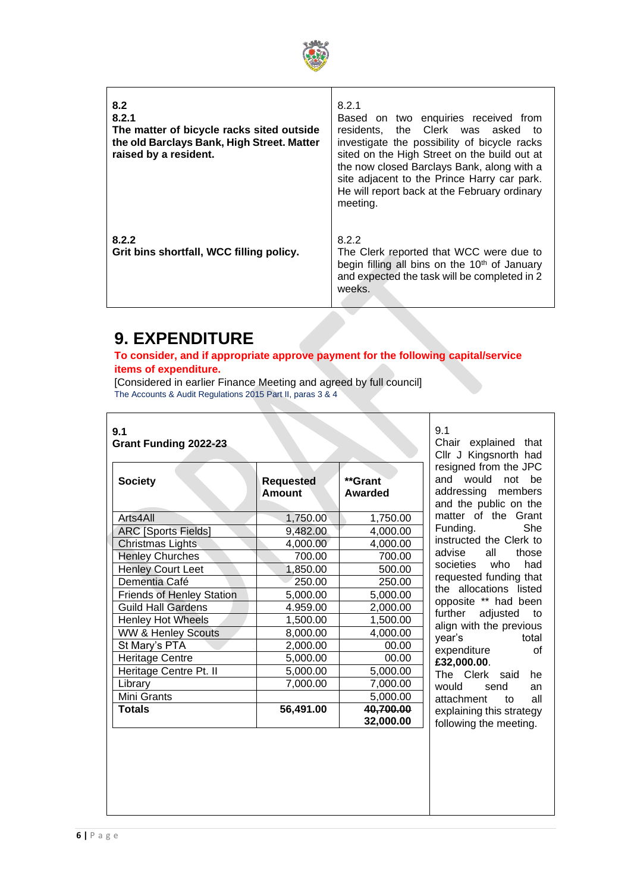| 8.2<br>8.2.1<br>**The matter of bicycle racks sited outside the old Barclays Bank, High Street. Matter raised by a resident.** | 8.2.1<br>Based on two enquiries received from residents, the Clerk was asked to investigate the possibility of bicycle racks sited on the High Street on the build out at the now closed Barclays Bank, along with a site adjacent to the Prince Harry car park. He will report back at the February ordinary meeting. |
|---|---|
| **8.2.2**<br>**Grit bins shortfall, WCC filling policy.** | 8.2.2<br>The Clerk reported that WCC were due to begin filling all bins on the 10th of January and expected the task will be completed in 2 weeks. |

# 9. EXPENDITURE

**To consider, and if appropriate approve payment for the following capital/service items of expenditure.**

[Considered in earlier Finance Meeting and agreed by full council]

The Accounts & Audit Regulations 2015 Part II, paras 3 & 4

**9.1**
**Grant Funding 2022-23**

| Society | Requested Amount | **Grant Awarded |
|---|---|---|
| Arts4All | 1,750.00 | 1,750.00 |
| ARC [Sports Fields] | 9,482.00 | 4,000.00 |
| Christmas Lights | 4,000.00 | 4,000.00 |
| Henley Churches | 700.00 | 700.00 |
| Henley Court Leet | 1,850.00 | 500.00 |
| Dementia Café | 250.00 | 250.00 |
| Friends of Henley Station | 5,000.00 | 5,000.00 |
| Guild Hall Gardens | 4.959.00 | 2,000.00 |
| Henley Hot Wheels | 1,500.00 | 1,500.00 |
| WW & Henley Scouts | 8,000.00 | 4,000.00 |
| St Mary's PTA | 2,000.00 | 00.00 |
| Heritage Centre | 5,000.00 | 00.00 |
| Heritage Centre Pt. II | 5,000.00 | 5,000.00 |
| Library | 7,000.00 | 7,000.00 |
| Mini Grants | | 5,000.00 |
| **Totals** | **56,491.00** | **~~40,700.00~~ 32,000.00** |

9.1
Chair explained that Cllr J Kingsnorth had resigned from the JPC and would not be addressing members and the public on the matter of the Grant Funding. She instructed the Clerk to advise all those societies who had requested funding that the allocations listed opposite ** had been further adjusted to align with the previous year's total expenditure of **£32,000.00**.
The Clerk said he would send an attachment to all explaining this strategy following the meeting.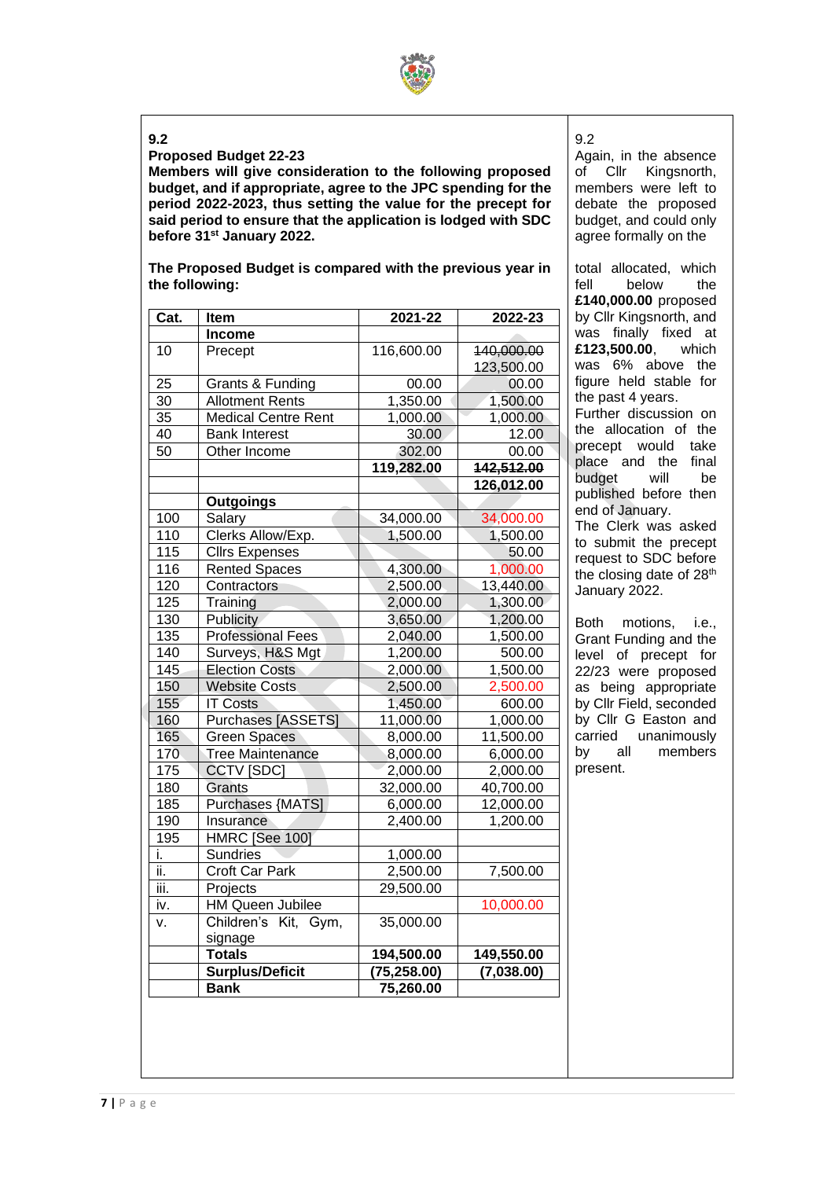**9.2**

**Proposed Budget 22-23**

**Members will give consideration to the following proposed budget, and if appropriate, agree to the JPC spending for the period 2022-2023, thus setting the value for the precept for said period to ensure that the application is lodged with SDC before 31st January 2022.**

**The Proposed Budget is compared with the previous year in the following:**

| Cat. | Item | 2021-22 | 2022-23 |
|---|---|---|---|
| | **Income** | | |
| 10 | Precept | 116,600.00 | ~~140,000.00~~ 123,500.00 |
| 25 | Grants & Funding | 00.00 | 00.00 |
| 30 | Allotment Rents | 1,350.00 | 1,500.00 |
| 35 | Medical Centre Rent | 1,000.00 | 1,000.00 |
| 40 | Bank Interest | 30.00 | 12.00 |
| 50 | Other Income | 302.00 | 00.00 |
| | | **119,282.00** | ~~**142,512.00**~~ |
| | | | **126,012.00** |
| | **Outgoings** | | |
| 100 | Salary | 34,000.00 | 34,000.00 |
| 110 | Clerks Allow/Exp. | 1,500.00 | 1,500.00 |
| 115 | Cllrs Expenses | | 50.00 |
| 116 | Rented Spaces | 4,300.00 | 1,000.00 |
| 120 | Contractors | 2,500.00 | 13,440.00 |
| 125 | Training | 2,000.00 | 1,300.00 |
| 130 | Publicity | 3,650.00 | 1,200.00 |
| 135 | Professional Fees | 2,040.00 | 1,500.00 |
| 140 | Surveys, H&S Mgt | 1,200.00 | 500.00 |
| 145 | Election Costs | 2,000.00 | 1,500.00 |
| 150 | Website Costs | 2,500.00 | 2,500.00 |
| 155 | IT Costs | 1,450.00 | 600.00 |
| 160 | Purchases [ASSETS] | 11,000.00 | 1,000.00 |
| 165 | Green Spaces | 8,000.00 | 11,500.00 |
| 170 | Tree Maintenance | 8,000.00 | 6,000.00 |
| 175 | CCTV [SDC] | 2,000.00 | 2,000.00 |
| 180 | Grants | 32,000.00 | 40,700.00 |
| 185 | Purchases {MATS] | 6,000.00 | 12,000.00 |
| 190 | Insurance | 2,400.00 | 1,200.00 |
| 195 | HMRC [See 100] | | |
| i. | Sundries | 1,000.00 | |
| ii. | Croft Car Park | 2,500.00 | 7,500.00 |
| iii. | Projects | 29,500.00 | |
| iv. | HM Queen Jubilee | | 10,000.00 |
| v. | Children's Kit, Gym, signage | 35,000.00 | |
| | **Totals** | **194,500.00** | **149,550.00** |
| | **Surplus/Deficit** | **(75,258.00)** | **(7,038.00)** |
| | **Bank** | **75,260.00** | |

9.2

Again, in the absence of Cllr Kingsnorth, members were left to debate the proposed budget, and could only agree formally on the total allocated, which fell below the **£140,000.00** proposed by Cllr Kingsnorth, and was finally fixed at **£123,500.00**, which was 6% above the figure held stable for the past 4 years.

Further discussion on the allocation of the precept would take place and the final budget will be published before then end of January.

The Clerk was asked to submit the precept request to SDC before the closing date of 28th January 2022.

Both motions, i.e., Grant Funding and the level of precept for 22/23 were proposed as being appropriate by Cllr Field, seconded by Cllr G Easton and carried unanimously by all members present.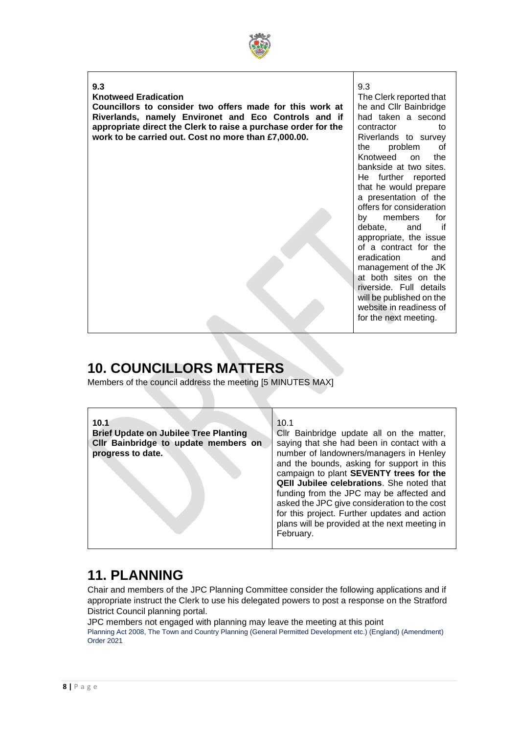| **9.3**<br>**Knotweed Eradication**<br>**Councillors to consider two offers made for this work at Riverlands, namely Environet and Eco Controls and if appropriate direct the Clerk to raise a purchase order for the work to be carried out. Cost no more than £7,000.00.** | 9.3<br>The Clerk reported that he and Cllr Bainbridge had taken a second contractor to Riverlands to survey the problem of Knotweed on the bankside at two sites. He further reported that he would prepare a presentation of the offers for consideration by members for debate, and if appropriate, the issue of a contract for the eradication and management of the JK at both sites on the riverside. Full details will be published on the website in readiness of for the next meeting. |
|---|---|

## 10. COUNCILLORS MATTERS

Members of the council address the meeting [5 MINUTES MAX]

| **10.1**<br>**Brief Update on Jubilee Tree Planting**<br>**Cllr Bainbridge to update members on progress to date.** | 10.1<br>Cllr Bainbridge update all on the matter, saying that she had been in contact with a number of landowners/managers in Henley and the bounds, asking for support in this campaign to plant **SEVENTY trees for the QEII Jubilee celebrations**. She noted that funding from the JPC may be affected and asked the JPC give consideration to the cost for this project. Further updates and action plans will be provided at the next meeting in February. |
|---|---|

## 11. PLANNING

Chair and members of the JPC Planning Committee consider the following applications and if appropriate instruct the Clerk to use his delegated powers to post a response on the Stratford District Council planning portal.

JPC members not engaged with planning may leave the meeting at this point

Planning Act 2008, The Town and Country Planning (General Permitted Development etc.) (England) (Amendment) Order 2021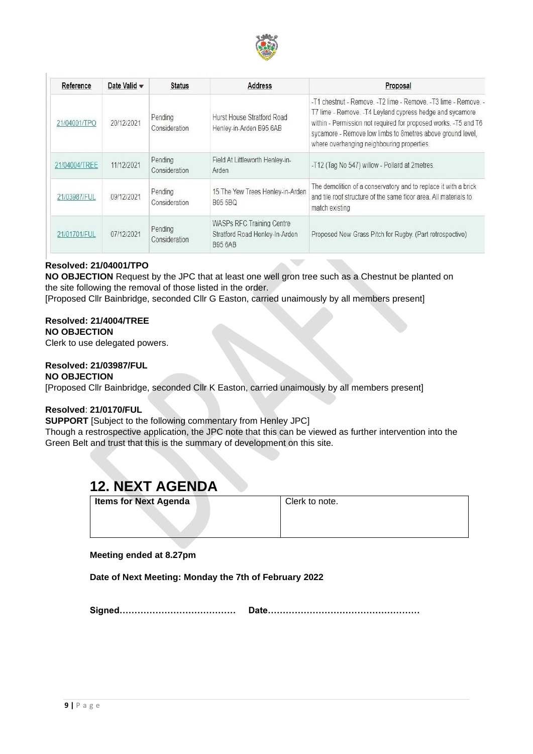| Reference | Date Valid ▾ | Status | Address | Proposal |
| --- | --- | --- | --- | --- |
| 21/04001/TPO | 20/12/2021 | Pending Consideration | Hurst House Stratford Road Henley-in-Arden B95 6AB | -T1 chestnut - Remove. -T2 lime - Remove. -T3 lime - Remove. -T7 lime - Remove. -T4 Leyland cypress hedge and sycamore within - Permission not required for proposed works. -T5 and T6 sycamore - Remove low limbs to 8metres above ground level, where overhanging neighbouring properties. |
| 21/04004/TREE | 11/12/2021 | Pending Consideration | Field At Littleworth Henley-in-Arden | -T12 (Tag No 547) willow - Pollard at 2metres. |
| 21/03987/FUL | 09/12/2021 | Pending Consideration | 15 The Yew Trees Henley-in-Arden B95 5BQ | The demolition of a conservatory and to replace it with a brick and tile roof structure of the same floor area. All materials to match existing |
| 21/01701/FUL | 07/12/2021 | Pending Consideration | WASPs RFC Training Centre Stratford Road Henley-In-Arden B95 6AB | Proposed New Grass Pitch for Rugby. (Part retrospective) |

**Resolved: 21/04001/TPO**
**NO OBJECTION** Request by the JPC that at least one well gron tree such as a Chestnut be planted on the site following the removal of those listed in the order.
[Proposed Cllr Bainbridge, seconded Cllr G Easton, carried unaimously by all members present]

**Resolved: 21/4004/TREE**
**NO OBJECTION**
Clerk to use delegated powers.

**Resolved: 21/03987/FUL**
**NO OBJECTION**
[Proposed Cllr Bainbridge, seconded Cllr K Easton, carried unaimously by all members present]

**Resolved**: **21/0170/FUL**
**SUPPORT** [Subject to the following commentary from Henley JPC]
Though a restrospective application, the JPC note that this can be viewed as further intervention into the Green Belt and trust that this is the summary of development on this site.

# 12. NEXT AGENDA

| | |
| --- | --- |
| **Items for Next Agenda** | Clerk to note. |

**Meeting ended at 8.27pm**

**Date of Next Meeting: Monday the 7th of February 2022**

**Signed…………………………………  Date……………………………………………**